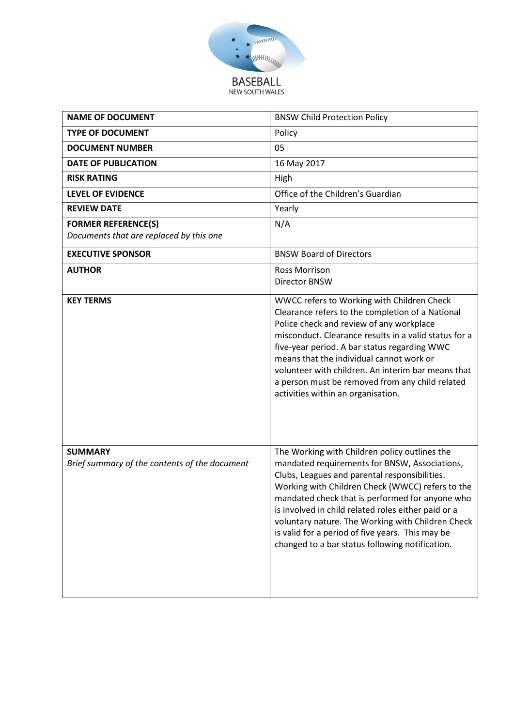BASEBALL
NEW SOUTH WALES

| **NAME OF DOCUMENT** | BNSW Child Protection Policy |
|---|---|
| **TYPE OF DOCUMENT** | Policy |
| **DOCUMENT NUMBER** | 05 |
| **DATE OF PUBLICATION** | 16 May 2017 |
| **RISK RATING** | High |
| **LEVEL OF EVIDENCE** | Office of the Children's Guardian |
| **REVIEW DATE** | Yearly |
| **FORMER REFERENCE(S)**<br>*Documents that are replaced by this one* | N/A |
| **EXECUTIVE SPONSOR** | BNSW Board of Directors |
| **AUTHOR** | Ross Morrison<br>Director BNSW |
| **KEY TERMS** | WWCC refers to Working with Children Check Clearance refers to the completion of a National Police check and review of any workplace misconduct. Clearance results in a valid status for a five-year period. A bar status regarding WWC means that the individual cannot work or volunteer with children. An interim bar means that a person must be removed from any child related activities within an organisation. |
| **SUMMARY**<br>*Brief summary of the contents of the document* | The Working with Children policy outlines the mandated requirements for BNSW, Associations, Clubs, Leagues and parental responsibilities. Working with Children Check (WWCC) refers to the mandated check that is performed for anyone who is involved in child related roles either paid or a voluntary nature. The Working with Children Check is valid for a period of five years. This may be changed to a bar status following notification. |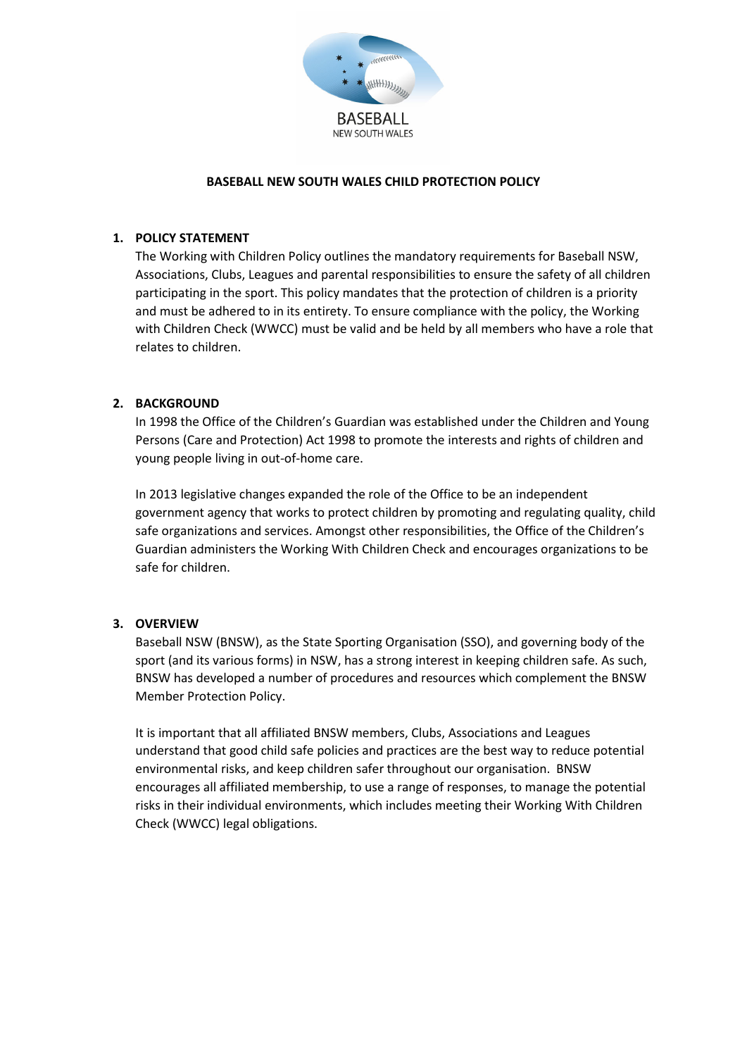BASEBALL
NEW SOUTH WALES

# BASEBALL NEW SOUTH WALES CHILD PROTECTION POLICY

## 1. POLICY STATEMENT

The Working with Children Policy outlines the mandatory requirements for Baseball NSW, Associations, Clubs, Leagues and parental responsibilities to ensure the safety of all children participating in the sport. This policy mandates that the protection of children is a priority and must be adhered to in its entirety. To ensure compliance with the policy, the Working with Children Check (WWCC) must be valid and be held by all members who have a role that relates to children.

## 2. BACKGROUND

In 1998 the Office of the Children's Guardian was established under the Children and Young Persons (Care and Protection) Act 1998 to promote the interests and rights of children and young people living in out-of-home care.

In 2013 legislative changes expanded the role of the Office to be an independent government agency that works to protect children by promoting and regulating quality, child safe organizations and services. Amongst other responsibilities, the Office of the Children's Guardian administers the Working With Children Check and encourages organizations to be safe for children.

## 3. OVERVIEW

Baseball NSW (BNSW), as the State Sporting Organisation (SSO), and governing body of the sport (and its various forms) in NSW, has a strong interest in keeping children safe. As such, BNSW has developed a number of procedures and resources which complement the BNSW Member Protection Policy.

It is important that all affiliated BNSW members, Clubs, Associations and Leagues understand that good child safe policies and practices are the best way to reduce potential environmental risks, and keep children safer throughout our organisation. BNSW encourages all affiliated membership, to use a range of responses, to manage the potential risks in their individual environments, which includes meeting their Working With Children Check (WWCC) legal obligations.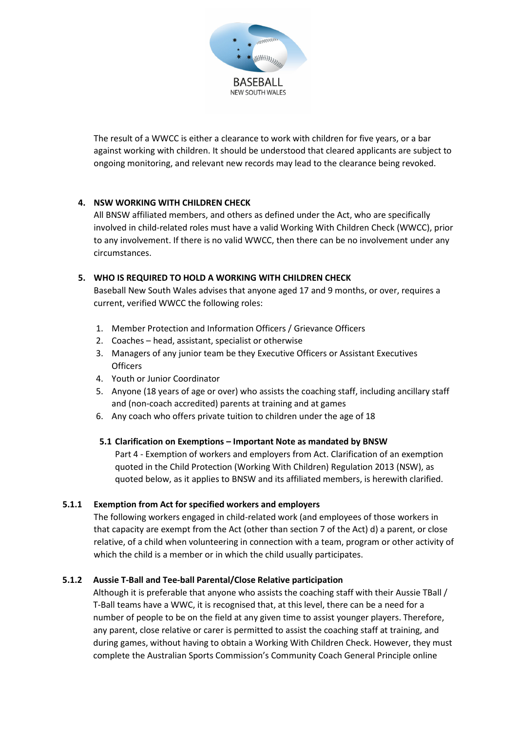The result of a WWCC is either a clearance to work with children for five years, or a bar against working with children. It should be understood that cleared applicants are subject to ongoing monitoring, and relevant new records may lead to the clearance being revoked.

## 4. NSW WORKING WITH CHILDREN CHECK

All BNSW affiliated members, and others as defined under the Act, who are specifically involved in child-related roles must have a valid Working With Children Check (WWCC), prior to any involvement. If there is no valid WWCC, then there can be no involvement under any circumstances.

## 5. WHO IS REQUIRED TO HOLD A WORKING WITH CHILDREN CHECK

Baseball New South Wales advises that anyone aged 17 and 9 months, or over, requires a current, verified WWCC the following roles:

1. Member Protection and Information Officers / Grievance Officers
2. Coaches – head, assistant, specialist or otherwise
3. Managers of any junior team be they Executive Officers or Assistant Executives Officers
4. Youth or Junior Coordinator
5. Anyone (18 years of age or over) who assists the coaching staff, including ancillary staff and (non-coach accredited) parents at training and at games
6. Any coach who offers private tuition to children under the age of 18

### 5.1 Clarification on Exemptions – Important Note as mandated by BNSW

Part 4 - Exemption of workers and employers from Act. Clarification of an exemption quoted in the Child Protection (Working With Children) Regulation 2013 (NSW), as quoted below, as it applies to BNSW and its affiliated members, is herewith clarified.

#### 5.1.1 Exemption from Act for specified workers and employers

The following workers engaged in child-related work (and employees of those workers in that capacity are exempt from the Act (other than section 7 of the Act) d) a parent, or close relative, of a child when volunteering in connection with a team, program or other activity of which the child is a member or in which the child usually participates.

#### 5.1.2 Aussie T-Ball and Tee-ball Parental/Close Relative participation

Although it is preferable that anyone who assists the coaching staff with their Aussie TBall / T-Ball teams have a WWC, it is recognised that, at this level, there can be a need for a number of people to be on the field at any given time to assist younger players. Therefore, any parent, close relative or carer is permitted to assist the coaching staff at training, and during games, without having to obtain a Working With Children Check. However, they must complete the Australian Sports Commission's Community Coach General Principle online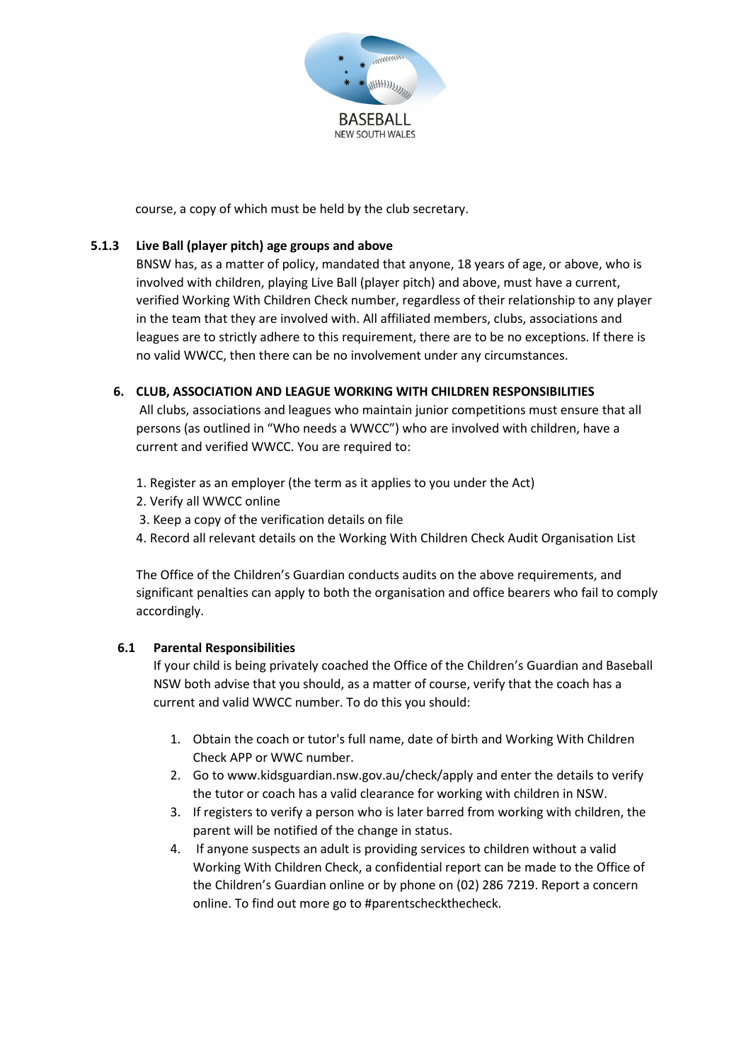course, a copy of which must be held by the club secretary.

### 5.1.3 Live Ball (player pitch) age groups and above

BNSW has, as a matter of policy, mandated that anyone, 18 years of age, or above, who is involved with children, playing Live Ball (player pitch) and above, must have a current, verified Working With Children Check number, regardless of their relationship to any player in the team that they are involved with. All affiliated members, clubs, associations and leagues are to strictly adhere to this requirement, there are to be no exceptions. If there is no valid WWCC, then there can be no involvement under any circumstances.

## 6. CLUB, ASSOCIATION AND LEAGUE WORKING WITH CHILDREN RESPONSIBILITIES

All clubs, associations and leagues who maintain junior competitions must ensure that all persons (as outlined in "Who needs a WWCC") who are involved with children, have a current and verified WWCC. You are required to:

1. Register as an employer (the term as it applies to you under the Act)
2. Verify all WWCC online
3. Keep a copy of the verification details on file
4. Record all relevant details on the Working With Children Check Audit Organisation List

The Office of the Children's Guardian conducts audits on the above requirements, and significant penalties can apply to both the organisation and office bearers who fail to comply accordingly.

### 6.1 Parental Responsibilities

If your child is being privately coached the Office of the Children's Guardian and Baseball NSW both advise that you should, as a matter of course, verify that the coach has a current and valid WWCC number. To do this you should:

1. Obtain the coach or tutor's full name, date of birth and Working With Children Check APP or WWC number.
2. Go to www.kidsguardian.nsw.gov.au/check/apply and enter the details to verify the tutor or coach has a valid clearance for working with children in NSW.
3. If registers to verify a person who is later barred from working with children, the parent will be notified of the change in status.
4. If anyone suspects an adult is providing services to children without a valid Working With Children Check, a confidential report can be made to the Office of the Children's Guardian online or by phone on (02) 286 7219. Report a concern online. To find out more go to #parentscheckthecheck.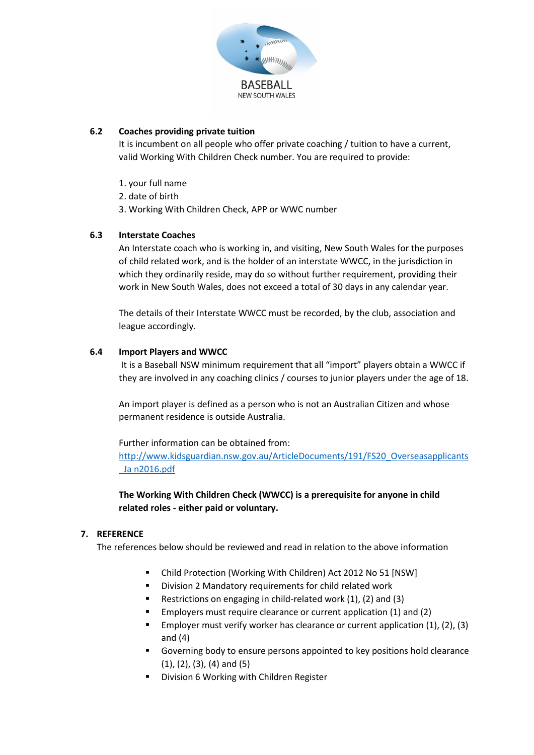### 6.2 Coaches providing private tuition

It is incumbent on all people who offer private coaching / tuition to have a current, valid Working With Children Check number. You are required to provide:

1. your full name
2. date of birth
3. Working With Children Check, APP or WWC number

### 6.3 Interstate Coaches

An Interstate coach who is working in, and visiting, New South Wales for the purposes of child related work, and is the holder of an interstate WWCC, in the jurisdiction in which they ordinarily reside, may do so without further requirement, providing their work in New South Wales, does not exceed a total of 30 days in any calendar year.

The details of their Interstate WWCC must be recorded, by the club, association and league accordingly.

### 6.4 Import Players and WWCC

It is a Baseball NSW minimum requirement that all "import" players obtain a WWCC if they are involved in any coaching clinics / courses to junior players under the age of 18.

An import player is defined as a person who is not an Australian Citizen and whose permanent residence is outside Australia.

Further information can be obtained from:
http://www.kidsguardian.nsw.gov.au/ArticleDocuments/191/FS20_Overseasapplicants_Ja n2016.pdf

**The Working With Children Check (WWCC) is a prerequisite for anyone in child related roles - either paid or voluntary.**

## 7. REFERENCE

The references below should be reviewed and read in relation to the above information

- Child Protection (Working With Children) Act 2012 No 51 [NSW]
- Division 2 Mandatory requirements for child related work
- Restrictions on engaging in child-related work (1), (2) and (3)
- Employers must require clearance or current application (1) and (2)
- Employer must verify worker has clearance or current application (1), (2), (3) and (4)
- Governing body to ensure persons appointed to key positions hold clearance (1), (2), (3), (4) and (5)
- Division 6 Working with Children Register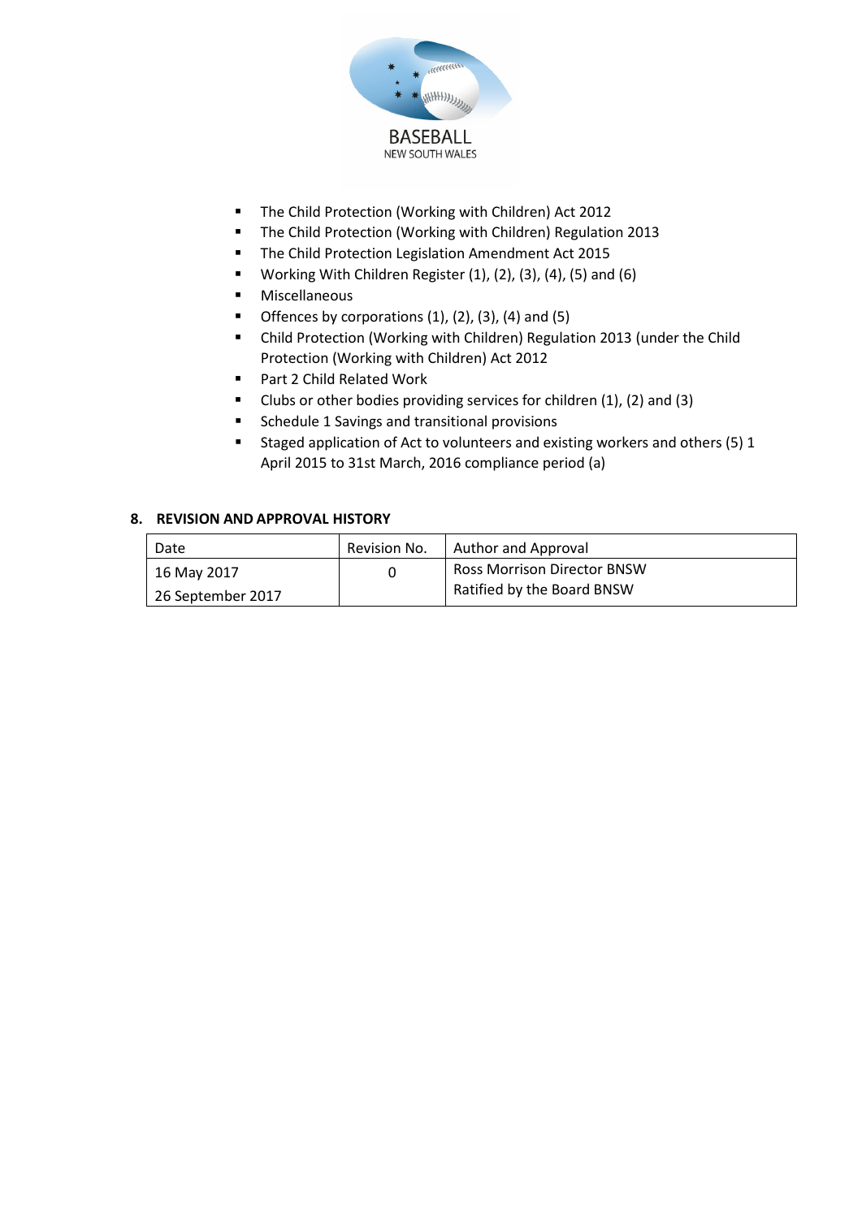- The Child Protection (Working with Children) Act 2012
- The Child Protection (Working with Children) Regulation 2013
- The Child Protection Legislation Amendment Act 2015
- Working With Children Register (1), (2), (3), (4), (5) and (6)
- Miscellaneous
- Offences by corporations (1), (2), (3), (4) and (5)
- Child Protection (Working with Children) Regulation 2013 (under the Child Protection (Working with Children) Act 2012
- Part 2 Child Related Work
- Clubs or other bodies providing services for children (1), (2) and (3)
- Schedule 1 Savings and transitional provisions
- Staged application of Act to volunteers and existing workers and others (5) 1 April 2015 to 31st March, 2016 compliance period (a)

## 8. REVISION AND APPROVAL HISTORY

| Date | Revision No. | Author and Approval |
|---|---|---|
| 16 May 2017<br>26 September 2017 | 0 | Ross Morrison Director BNSW<br>Ratified by the Board BNSW |